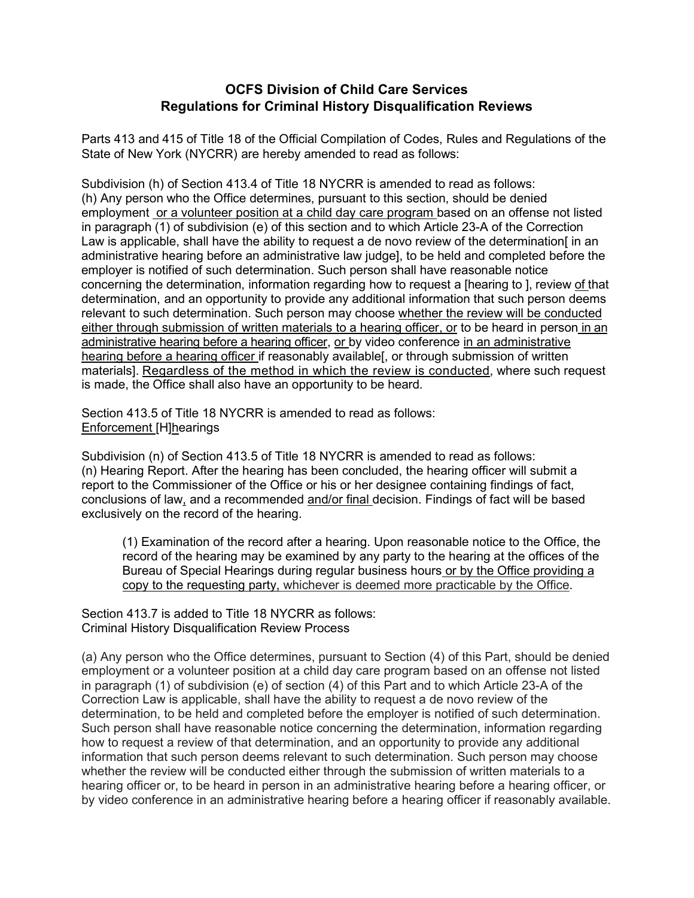**OCFS Division of Child Care Services**
**Regulations for Criminal History Disqualification Reviews**

Parts 413 and 415 of Title 18 of the Official Compilation of Codes, Rules and Regulations of the State of New York (NYCRR) are hereby amended to read as follows:

Subdivision (h) of Section 413.4 of Title 18 NYCRR is amended to read as follows:
(h) Any person who the Office determines, pursuant to this section, should be denied employment or a volunteer position at a child day care program based on an offense not listed in paragraph (1) of subdivision (e) of this section and to which Article 23-A of the Correction Law is applicable, shall have the ability to request a de novo review of the determination[ in an administrative hearing before an administrative law judge], to be held and completed before the employer is notified of such determination. Such person shall have reasonable notice concerning the determination, information regarding how to request a [hearing to ], review of that determination, and an opportunity to provide any additional information that such person deems relevant to such determination. Such person may choose whether the review will be conducted either through submission of written materials to a hearing officer, or to be heard in person in an administrative hearing before a hearing officer, or by video conference in an administrative hearing before a hearing officer if reasonably available[, or through submission of written materials]. Regardless of the method in which the review is conducted, where such request is made, the Office shall also have an opportunity to be heard.

Section 413.5 of Title 18 NYCRR is amended to read as follows:
Enforcement [H]hearings

Subdivision (n) of Section 413.5 of Title 18 NYCRR is amended to read as follows:
(n) Hearing Report. After the hearing has been concluded, the hearing officer will submit a report to the Commissioner of the Office or his or her designee containing findings of fact, conclusions of law, and a recommended and/or final decision. Findings of fact will be based exclusively on the record of the hearing.

> (1) Examination of the record after a hearing. Upon reasonable notice to the Office, the record of the hearing may be examined by any party to the hearing at the offices of the Bureau of Special Hearings during regular business hours or by the Office providing a copy to the requesting party, whichever is deemed more practicable by the Office.

Section 413.7 is added to Title 18 NYCRR as follows:
Criminal History Disqualification Review Process

(a) Any person who the Office determines, pursuant to Section (4) of this Part, should be denied employment or a volunteer position at a child day care program based on an offense not listed in paragraph (1) of subdivision (e) of section (4) of this Part and to which Article 23-A of the Correction Law is applicable, shall have the ability to request a de novo review of the determination, to be held and completed before the employer is notified of such determination. Such person shall have reasonable notice concerning the determination, information regarding how to request a review of that determination, and an opportunity to provide any additional information that such person deems relevant to such determination. Such person may choose whether the review will be conducted either through the submission of written materials to a hearing officer or, to be heard in person in an administrative hearing before a hearing officer, or by video conference in an administrative hearing before a hearing officer if reasonably available.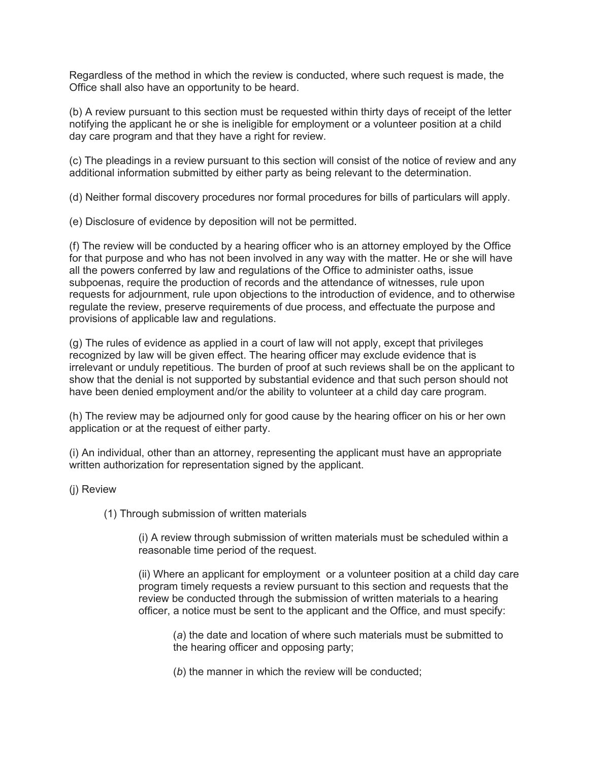Regardless of the method in which the review is conducted, where such request is made, the Office shall also have an opportunity to be heard.

(b) A review pursuant to this section must be requested within thirty days of receipt of the letter notifying the applicant he or she is ineligible for employment or a volunteer position at a child day care program and that they have a right for review.

(c) The pleadings in a review pursuant to this section will consist of the notice of review and any additional information submitted by either party as being relevant to the determination.

(d) Neither formal discovery procedures nor formal procedures for bills of particulars will apply.

(e) Disclosure of evidence by deposition will not be permitted.

(f) The review will be conducted by a hearing officer who is an attorney employed by the Office for that purpose and who has not been involved in any way with the matter. He or she will have all the powers conferred by law and regulations of the Office to administer oaths, issue subpoenas, require the production of records and the attendance of witnesses, rule upon requests for adjournment, rule upon objections to the introduction of evidence, and to otherwise regulate the review, preserve requirements of due process, and effectuate the purpose and provisions of applicable law and regulations.

(g) The rules of evidence as applied in a court of law will not apply, except that privileges recognized by law will be given effect. The hearing officer may exclude evidence that is irrelevant or unduly repetitious. The burden of proof at such reviews shall be on the applicant to show that the denial is not supported by substantial evidence and that such person should not have been denied employment and/or the ability to volunteer at a child day care program.

(h) The review may be adjourned only for good cause by the hearing officer on his or her own application or at the request of either party.

(i) An individual, other than an attorney, representing the applicant must have an appropriate written authorization for representation signed by the applicant.

(j) Review

(1) Through submission of written materials

(i) A review through submission of written materials must be scheduled within a reasonable time period of the request.

(ii) Where an applicant for employment or a volunteer position at a child day care program timely requests a review pursuant to this section and requests that the review be conducted through the submission of written materials to a hearing officer, a notice must be sent to the applicant and the Office, and must specify:

(*a*) the date and location of where such materials must be submitted to the hearing officer and opposing party;

(*b*) the manner in which the review will be conducted;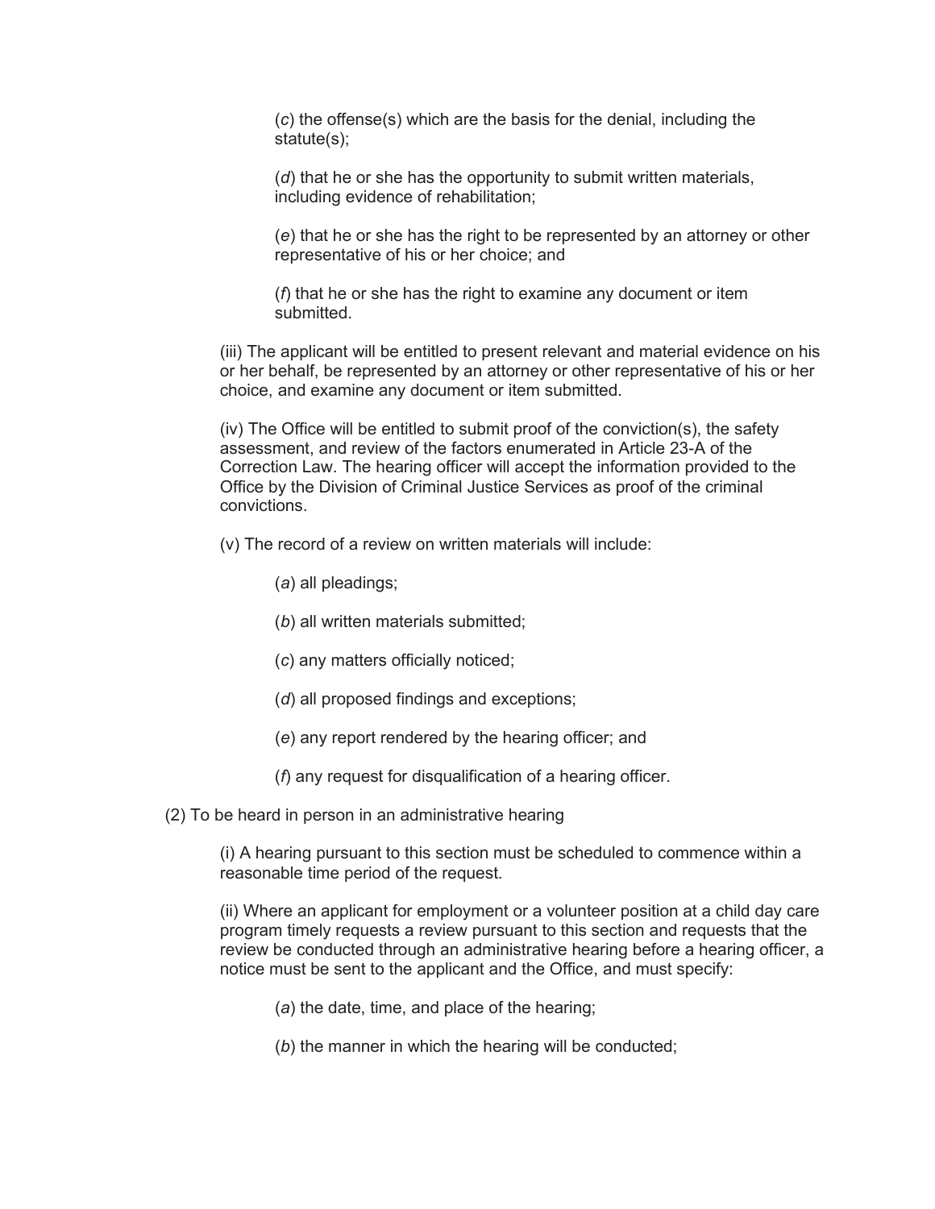(*c*) the offense(s) which are the basis for the denial, including the statute(s);

(*d*) that he or she has the opportunity to submit written materials, including evidence of rehabilitation;

(*e*) that he or she has the right to be represented by an attorney or other representative of his or her choice; and

(*f*) that he or she has the right to examine any document or item submitted.

(iii) The applicant will be entitled to present relevant and material evidence on his or her behalf, be represented by an attorney or other representative of his or her choice, and examine any document or item submitted.

(iv) The Office will be entitled to submit proof of the conviction(s), the safety assessment, and review of the factors enumerated in Article 23-A of the Correction Law. The hearing officer will accept the information provided to the Office by the Division of Criminal Justice Services as proof of the criminal convictions.

(v) The record of a review on written materials will include:

(*a*) all pleadings;

(*b*) all written materials submitted;

(*c*) any matters officially noticed;

(*d*) all proposed findings and exceptions;

(*e*) any report rendered by the hearing officer; and

(*f*) any request for disqualification of a hearing officer.

(2) To be heard in person in an administrative hearing

(i) A hearing pursuant to this section must be scheduled to commence within a reasonable time period of the request.

(ii) Where an applicant for employment or a volunteer position at a child day care program timely requests a review pursuant to this section and requests that the review be conducted through an administrative hearing before a hearing officer, a notice must be sent to the applicant and the Office, and must specify:

(*a*) the date, time, and place of the hearing;

(*b*) the manner in which the hearing will be conducted;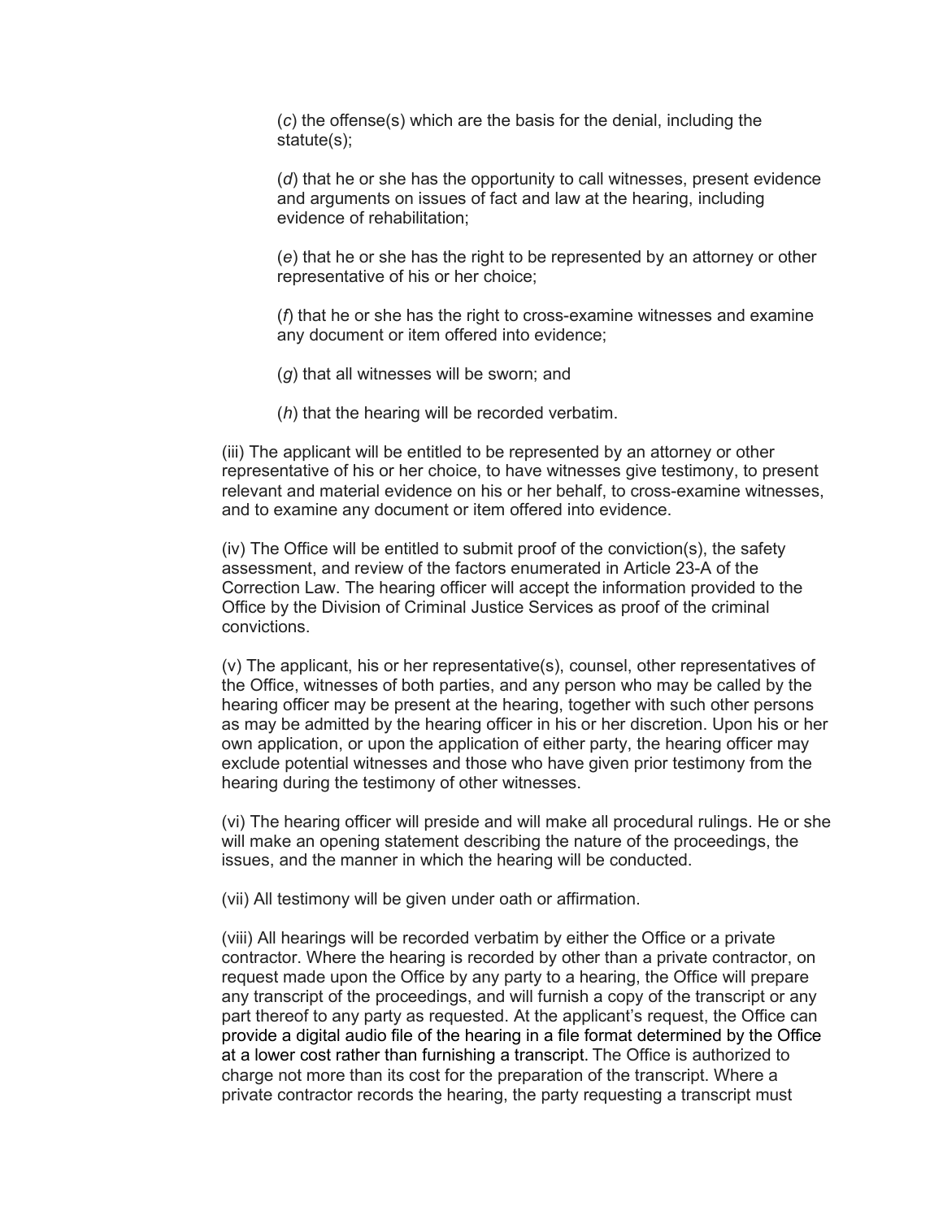(*c*) the offense(s) which are the basis for the denial, including the statute(s);

(*d*) that he or she has the opportunity to call witnesses, present evidence and arguments on issues of fact and law at the hearing, including evidence of rehabilitation;

(*e*) that he or she has the right to be represented by an attorney or other representative of his or her choice;

(*f*) that he or she has the right to cross-examine witnesses and examine any document or item offered into evidence;

(*g*) that all witnesses will be sworn; and

(*h*) that the hearing will be recorded verbatim.

(iii) The applicant will be entitled to be represented by an attorney or other representative of his or her choice, to have witnesses give testimony, to present relevant and material evidence on his or her behalf, to cross-examine witnesses, and to examine any document or item offered into evidence.

(iv) The Office will be entitled to submit proof of the conviction(s), the safety assessment, and review of the factors enumerated in Article 23-A of the Correction Law. The hearing officer will accept the information provided to the Office by the Division of Criminal Justice Services as proof of the criminal convictions.

(v) The applicant, his or her representative(s), counsel, other representatives of the Office, witnesses of both parties, and any person who may be called by the hearing officer may be present at the hearing, together with such other persons as may be admitted by the hearing officer in his or her discretion. Upon his or her own application, or upon the application of either party, the hearing officer may exclude potential witnesses and those who have given prior testimony from the hearing during the testimony of other witnesses.

(vi) The hearing officer will preside and will make all procedural rulings. He or she will make an opening statement describing the nature of the proceedings, the issues, and the manner in which the hearing will be conducted.

(vii) All testimony will be given under oath or affirmation.

(viii) All hearings will be recorded verbatim by either the Office or a private contractor. Where the hearing is recorded by other than a private contractor, on request made upon the Office by any party to a hearing, the Office will prepare any transcript of the proceedings, and will furnish a copy of the transcript or any part thereof to any party as requested. At the applicant's request, the Office can provide a digital audio file of the hearing in a file format determined by the Office at a lower cost rather than furnishing a transcript. The Office is authorized to charge not more than its cost for the preparation of the transcript. Where a private contractor records the hearing, the party requesting a transcript must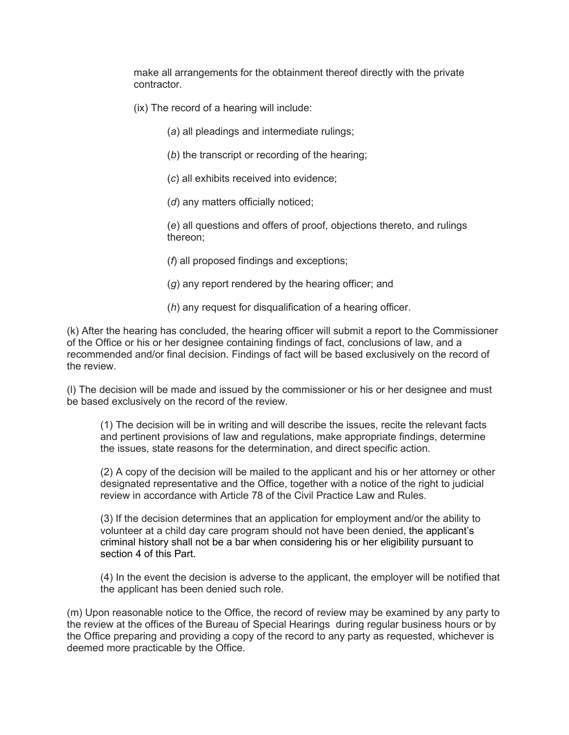make all arrangements for the obtainment thereof directly with the private contractor.

(ix) The record of a hearing will include:

(*a*) all pleadings and intermediate rulings;

(*b*) the transcript or recording of the hearing;

(*c*) all exhibits received into evidence;

(*d*) any matters officially noticed;

(*e*) all questions and offers of proof, objections thereto, and rulings thereon;

(*f*) all proposed findings and exceptions;

(*g*) any report rendered by the hearing officer; and

(*h*) any request for disqualification of a hearing officer.

(k) After the hearing has concluded, the hearing officer will submit a report to the Commissioner of the Office or his or her designee containing findings of fact, conclusions of law, and a recommended and/or final decision. Findings of fact will be based exclusively on the record of the review.

(l) The decision will be made and issued by the commissioner or his or her designee and must be based exclusively on the record of the review.

(1) The decision will be in writing and will describe the issues, recite the relevant facts and pertinent provisions of law and regulations, make appropriate findings, determine the issues, state reasons for the determination, and direct specific action.

(2) A copy of the decision will be mailed to the applicant and his or her attorney or other designated representative and the Office, together with a notice of the right to judicial review in accordance with Article 78 of the Civil Practice Law and Rules.

(3) If the decision determines that an application for employment and/or the ability to volunteer at a child day care program should not have been denied, the applicant's criminal history shall not be a bar when considering his or her eligibility pursuant to section 4 of this Part.

(4) In the event the decision is adverse to the applicant, the employer will be notified that the applicant has been denied such role.

(m) Upon reasonable notice to the Office, the record of review may be examined by any party to the review at the offices of the Bureau of Special Hearings during regular business hours or by the Office preparing and providing a copy of the record to any party as requested, whichever is deemed more practicable by the Office.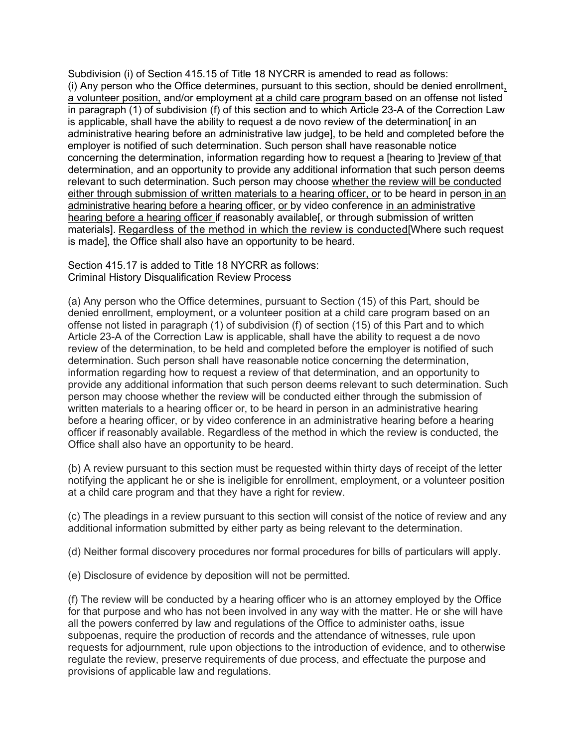Subdivision (i) of Section 415.15 of Title 18 NYCRR is amended to read as follows:
(i) Any person who the Office determines, pursuant to this section, should be denied enrollment, a volunteer position, and/or employment at a child care program based on an offense not listed in paragraph (1) of subdivision (f) of this section and to which Article 23-A of the Correction Law is applicable, shall have the ability to request a de novo review of the determination[ in an administrative hearing before an administrative law judge], to be held and completed before the employer is notified of such determination. Such person shall have reasonable notice concerning the determination, information regarding how to request a [hearing to ]review of that determination, and an opportunity to provide any additional information that such person deems relevant to such determination. Such person may choose whether the review will be conducted either through submission of written materials to a hearing officer, or to be heard in person in an administrative hearing before a hearing officer, or by video conference in an administrative hearing before a hearing officer if reasonably available[, or through submission of written materials]. Regardless of the method in which the review is conducted[Where such request is made], the Office shall also have an opportunity to be heard.

Section 415.17 is added to Title 18 NYCRR as follows:
Criminal History Disqualification Review Process

(a) Any person who the Office determines, pursuant to Section (15) of this Part, should be denied enrollment, employment, or a volunteer position at a child care program based on an offense not listed in paragraph (1) of subdivision (f) of section (15) of this Part and to which Article 23-A of the Correction Law is applicable, shall have the ability to request a de novo review of the determination, to be held and completed before the employer is notified of such determination. Such person shall have reasonable notice concerning the determination, information regarding how to request a review of that determination, and an opportunity to provide any additional information that such person deems relevant to such determination. Such person may choose whether the review will be conducted either through the submission of written materials to a hearing officer or, to be heard in person in an administrative hearing before a hearing officer, or by video conference in an administrative hearing before a hearing officer if reasonably available. Regardless of the method in which the review is conducted, the Office shall also have an opportunity to be heard.

(b) A review pursuant to this section must be requested within thirty days of receipt of the letter notifying the applicant he or she is ineligible for enrollment, employment, or a volunteer position at a child care program and that they have a right for review.

(c) The pleadings in a review pursuant to this section will consist of the notice of review and any additional information submitted by either party as being relevant to the determination.

(d) Neither formal discovery procedures nor formal procedures for bills of particulars will apply.

(e) Disclosure of evidence by deposition will not be permitted.

(f) The review will be conducted by a hearing officer who is an attorney employed by the Office for that purpose and who has not been involved in any way with the matter. He or she will have all the powers conferred by law and regulations of the Office to administer oaths, issue subpoenas, require the production of records and the attendance of witnesses, rule upon requests for adjournment, rule upon objections to the introduction of evidence, and to otherwise regulate the review, preserve requirements of due process, and effectuate the purpose and provisions of applicable law and regulations.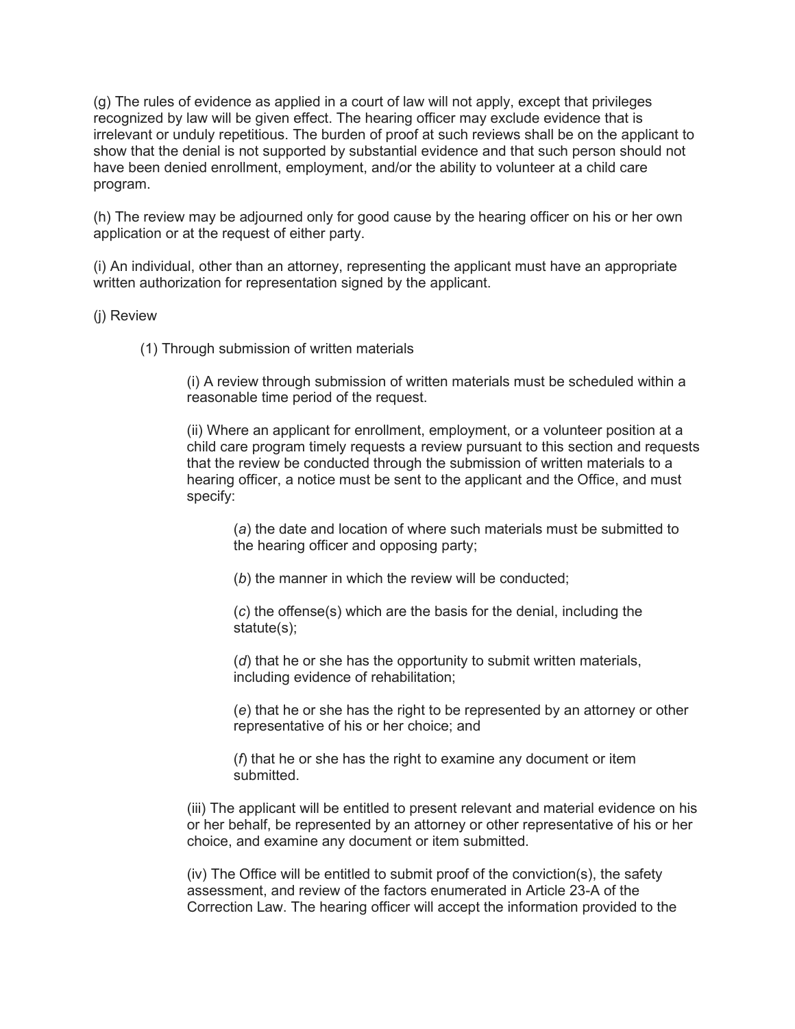(g) The rules of evidence as applied in a court of law will not apply, except that privileges recognized by law will be given effect. The hearing officer may exclude evidence that is irrelevant or unduly repetitious. The burden of proof at such reviews shall be on the applicant to show that the denial is not supported by substantial evidence and that such person should not have been denied enrollment, employment, and/or the ability to volunteer at a child care program.

(h) The review may be adjourned only for good cause by the hearing officer on his or her own application or at the request of either party.

(i) An individual, other than an attorney, representing the applicant must have an appropriate written authorization for representation signed by the applicant.

(j) Review

> (1) Through submission of written materials
>
> > (i) A review through submission of written materials must be scheduled within a reasonable time period of the request.
> >
> > (ii) Where an applicant for enrollment, employment, or a volunteer position at a child care program timely requests a review pursuant to this section and requests that the review be conducted through the submission of written materials to a hearing officer, a notice must be sent to the applicant and the Office, and must specify:
> >
> > > (*a*) the date and location of where such materials must be submitted to the hearing officer and opposing party;
> > >
> > > (*b*) the manner in which the review will be conducted;
> > >
> > > (*c*) the offense(s) which are the basis for the denial, including the statute(s);
> > >
> > > (*d*) that he or she has the opportunity to submit written materials, including evidence of rehabilitation;
> > >
> > > (*e*) that he or she has the right to be represented by an attorney or other representative of his or her choice; and
> > >
> > > (*f*) that he or she has the right to examine any document or item submitted.
> >
> > (iii) The applicant will be entitled to present relevant and material evidence on his or her behalf, be represented by an attorney or other representative of his or her choice, and examine any document or item submitted.
> >
> > (iv) The Office will be entitled to submit proof of the conviction(s), the safety assessment, and review of the factors enumerated in Article 23-A of the Correction Law. The hearing officer will accept the information provided to the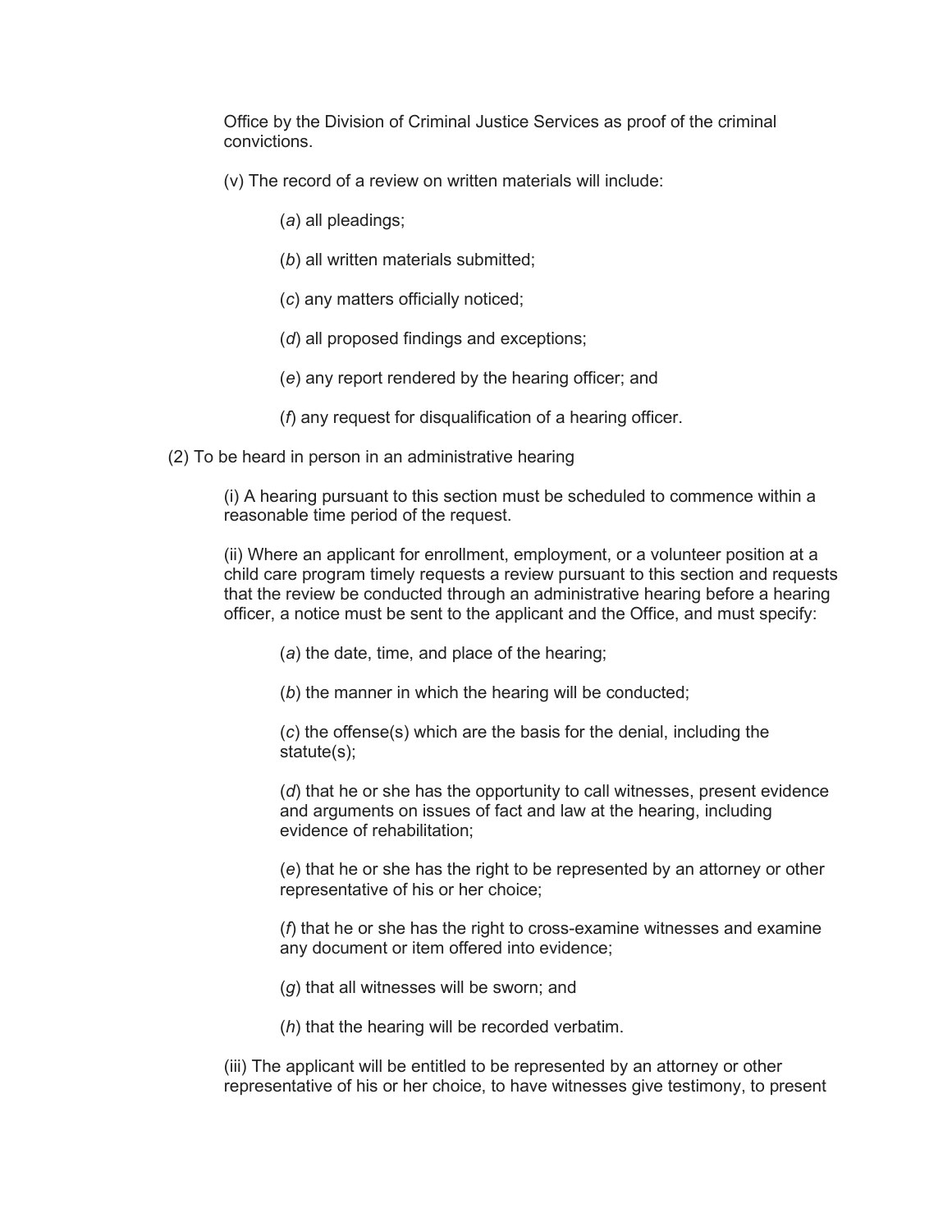Office by the Division of Criminal Justice Services as proof of the criminal convictions.

(v) The record of a review on written materials will include:

(*a*) all pleadings;

(*b*) all written materials submitted;

(*c*) any matters officially noticed;

(*d*) all proposed findings and exceptions;

(*e*) any report rendered by the hearing officer; and

(*f*) any request for disqualification of a hearing officer.

(2) To be heard in person in an administrative hearing

(i) A hearing pursuant to this section must be scheduled to commence within a reasonable time period of the request.

(ii) Where an applicant for enrollment, employment, or a volunteer position at a child care program timely requests a review pursuant to this section and requests that the review be conducted through an administrative hearing before a hearing officer, a notice must be sent to the applicant and the Office, and must specify:

(*a*) the date, time, and place of the hearing;

(*b*) the manner in which the hearing will be conducted;

(*c*) the offense(s) which are the basis for the denial, including the statute(s);

(*d*) that he or she has the opportunity to call witnesses, present evidence and arguments on issues of fact and law at the hearing, including evidence of rehabilitation;

(*e*) that he or she has the right to be represented by an attorney or other representative of his or her choice;

(*f*) that he or she has the right to cross-examine witnesses and examine any document or item offered into evidence;

(*g*) that all witnesses will be sworn; and

(*h*) that the hearing will be recorded verbatim.

(iii) The applicant will be entitled to be represented by an attorney or other representative of his or her choice, to have witnesses give testimony, to present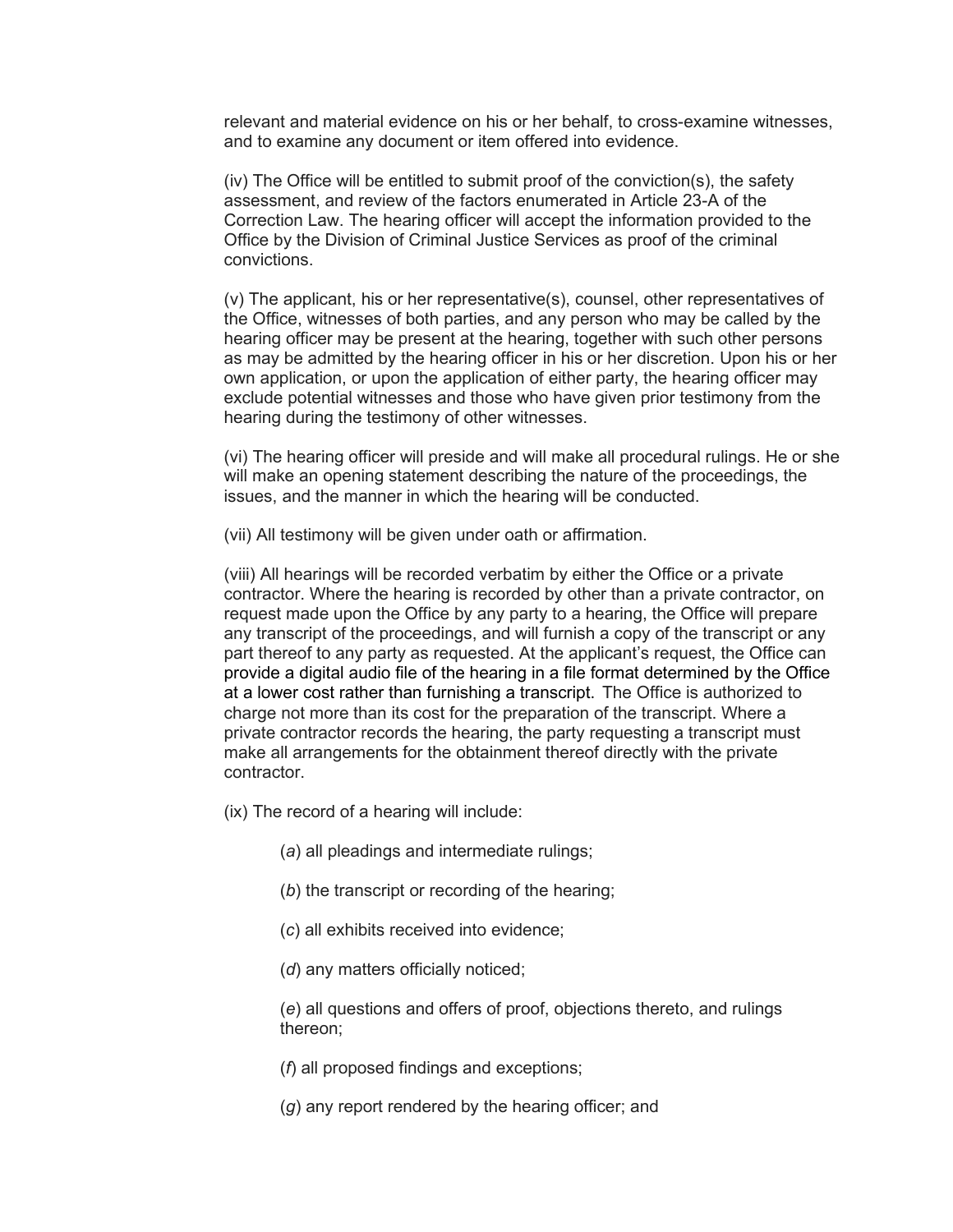relevant and material evidence on his or her behalf, to cross-examine witnesses, and to examine any document or item offered into evidence.

(iv) The Office will be entitled to submit proof of the conviction(s), the safety assessment, and review of the factors enumerated in Article 23-A of the Correction Law. The hearing officer will accept the information provided to the Office by the Division of Criminal Justice Services as proof of the criminal convictions.

(v) The applicant, his or her representative(s), counsel, other representatives of the Office, witnesses of both parties, and any person who may be called by the hearing officer may be present at the hearing, together with such other persons as may be admitted by the hearing officer in his or her discretion. Upon his or her own application, or upon the application of either party, the hearing officer may exclude potential witnesses and those who have given prior testimony from the hearing during the testimony of other witnesses.

(vi) The hearing officer will preside and will make all procedural rulings. He or she will make an opening statement describing the nature of the proceedings, the issues, and the manner in which the hearing will be conducted.

(vii) All testimony will be given under oath or affirmation.

(viii) All hearings will be recorded verbatim by either the Office or a private contractor. Where the hearing is recorded by other than a private contractor, on request made upon the Office by any party to a hearing, the Office will prepare any transcript of the proceedings, and will furnish a copy of the transcript or any part thereof to any party as requested. At the applicant's request, the Office can provide a digital audio file of the hearing in a file format determined by the Office at a lower cost rather than furnishing a transcript. The Office is authorized to charge not more than its cost for the preparation of the transcript. Where a private contractor records the hearing, the party requesting a transcript must make all arrangements for the obtainment thereof directly with the private contractor.

(ix) The record of a hearing will include:

(*a*) all pleadings and intermediate rulings;

(*b*) the transcript or recording of the hearing;

(*c*) all exhibits received into evidence;

(*d*) any matters officially noticed;

(*e*) all questions and offers of proof, objections thereto, and rulings thereon;

(*f*) all proposed findings and exceptions;

(*g*) any report rendered by the hearing officer; and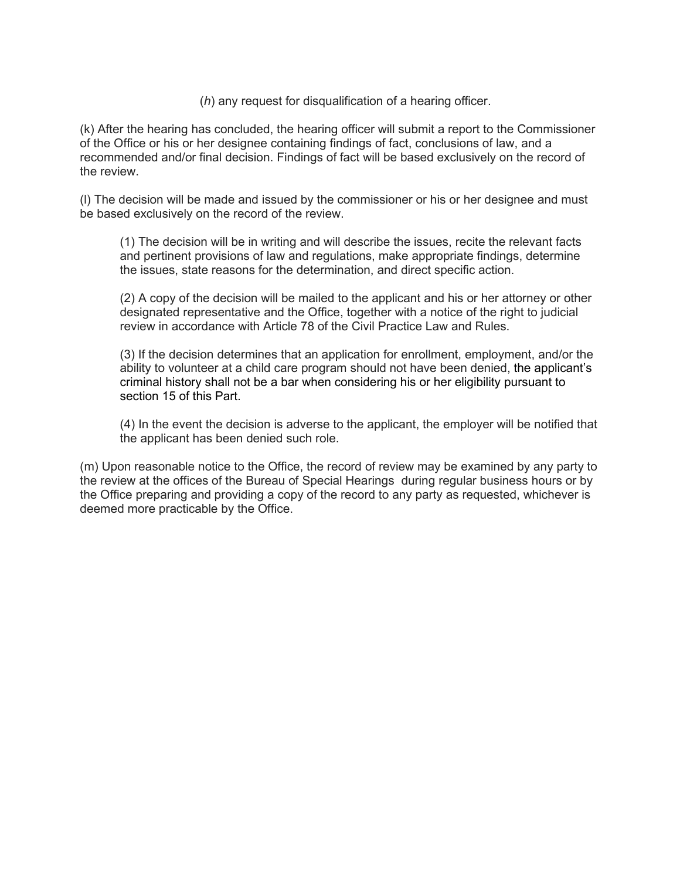(*h*) any request for disqualification of a hearing officer.

(k) After the hearing has concluded, the hearing officer will submit a report to the Commissioner of the Office or his or her designee containing findings of fact, conclusions of law, and a recommended and/or final decision. Findings of fact will be based exclusively on the record of the review.

(l) The decision will be made and issued by the commissioner or his or her designee and must be based exclusively on the record of the review.

(1) The decision will be in writing and will describe the issues, recite the relevant facts and pertinent provisions of law and regulations, make appropriate findings, determine the issues, state reasons for the determination, and direct specific action.

(2) A copy of the decision will be mailed to the applicant and his or her attorney or other designated representative and the Office, together with a notice of the right to judicial review in accordance with Article 78 of the Civil Practice Law and Rules.

(3) If the decision determines that an application for enrollment, employment, and/or the ability to volunteer at a child care program should not have been denied, the applicant's criminal history shall not be a bar when considering his or her eligibility pursuant to section 15 of this Part.

(4) In the event the decision is adverse to the applicant, the employer will be notified that the applicant has been denied such role.

(m) Upon reasonable notice to the Office, the record of review may be examined by any party to the review at the offices of the Bureau of Special Hearings during regular business hours or by the Office preparing and providing a copy of the record to any party as requested, whichever is deemed more practicable by the Office.